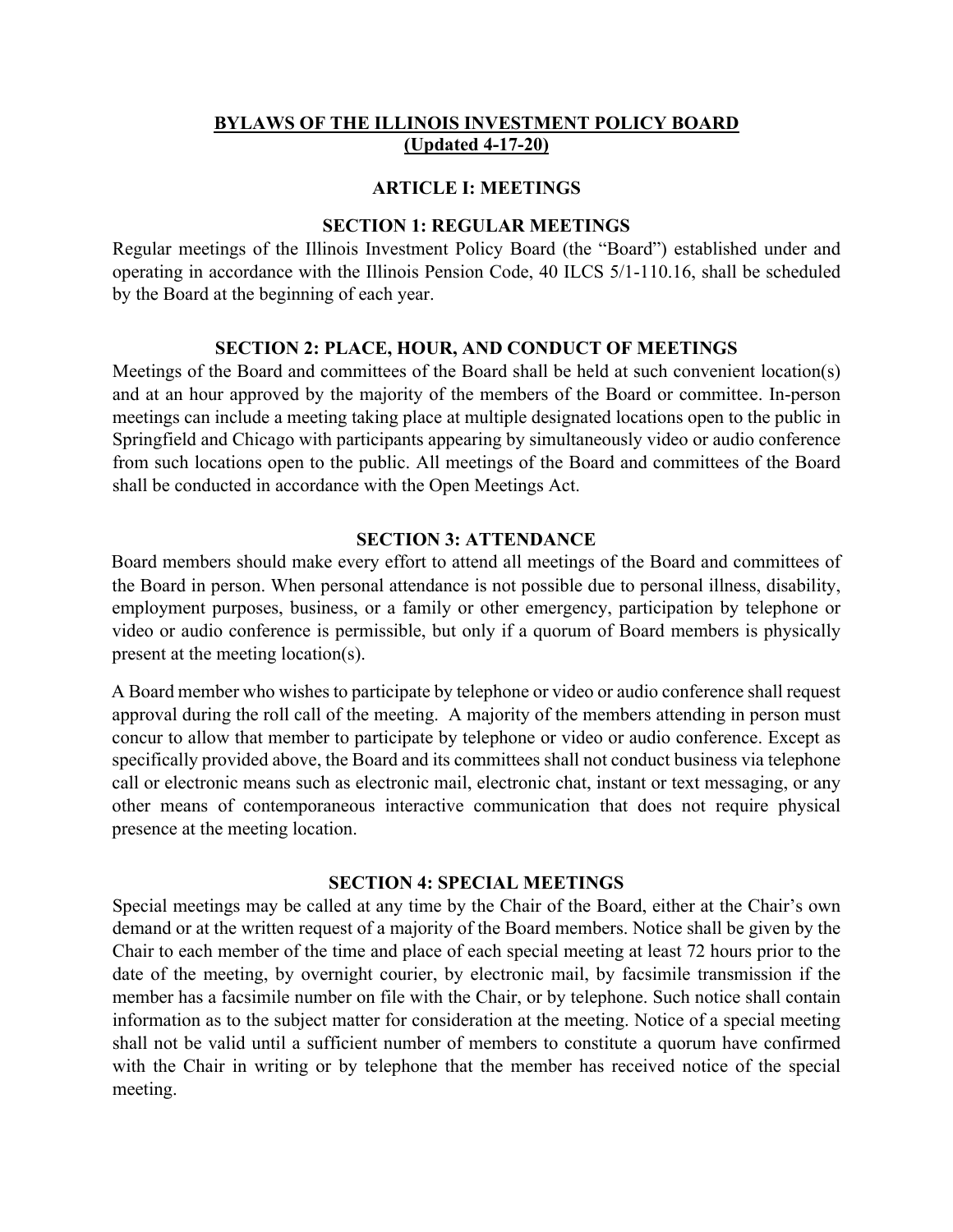# BYLAWS OF THE ILLINOIS INVESTMENT POLICY BOARD
**(Updated 4-17-20)**

## ARTICLE I: MEETINGS

### SECTION 1: REGULAR MEETINGS

Regular meetings of the Illinois Investment Policy Board (the "Board") established under and operating in accordance with the Illinois Pension Code, 40 ILCS 5/1-110.16, shall be scheduled by the Board at the beginning of each year.

### SECTION 2: PLACE, HOUR, AND CONDUCT OF MEETINGS

Meetings of the Board and committees of the Board shall be held at such convenient location(s) and at an hour approved by the majority of the members of the Board or committee. In-person meetings can include a meeting taking place at multiple designated locations open to the public in Springfield and Chicago with participants appearing by simultaneously video or audio conference from such locations open to the public. All meetings of the Board and committees of the Board shall be conducted in accordance with the Open Meetings Act.

### SECTION 3: ATTENDANCE

Board members should make every effort to attend all meetings of the Board and committees of the Board in person. When personal attendance is not possible due to personal illness, disability, employment purposes, business, or a family or other emergency, participation by telephone or video or audio conference is permissible, but only if a quorum of Board members is physically present at the meeting location(s).

A Board member who wishes to participate by telephone or video or audio conference shall request approval during the roll call of the meeting. A majority of the members attending in person must concur to allow that member to participate by telephone or video or audio conference. Except as specifically provided above, the Board and its committees shall not conduct business via telephone call or electronic means such as electronic mail, electronic chat, instant or text messaging, or any other means of contemporaneous interactive communication that does not require physical presence at the meeting location.

### SECTION 4: SPECIAL MEETINGS

Special meetings may be called at any time by the Chair of the Board, either at the Chair's own demand or at the written request of a majority of the Board members. Notice shall be given by the Chair to each member of the time and place of each special meeting at least 72 hours prior to the date of the meeting, by overnight courier, by electronic mail, by facsimile transmission if the member has a facsimile number on file with the Chair, or by telephone. Such notice shall contain information as to the subject matter for consideration at the meeting. Notice of a special meeting shall not be valid until a sufficient number of members to constitute a quorum have confirmed with the Chair in writing or by telephone that the member has received notice of the special meeting.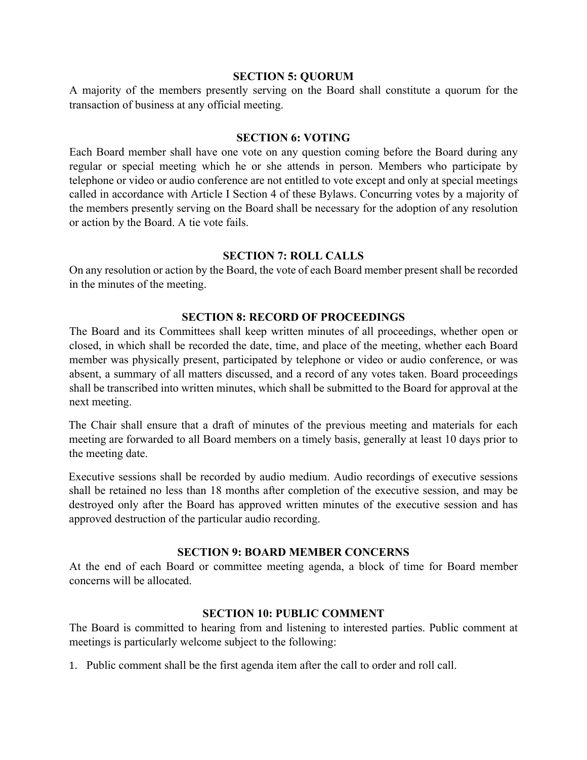### SECTION 5: QUORUM

A majority of the members presently serving on the Board shall constitute a quorum for the transaction of business at any official meeting.

### SECTION 6: VOTING

Each Board member shall have one vote on any question coming before the Board during any regular or special meeting which he or she attends in person. Members who participate by telephone or video or audio conference are not entitled to vote except and only at special meetings called in accordance with Article I Section 4 of these Bylaws. Concurring votes by a majority of the members presently serving on the Board shall be necessary for the adoption of any resolution or action by the Board. A tie vote fails.

### SECTION 7: ROLL CALLS

On any resolution or action by the Board, the vote of each Board member present shall be recorded in the minutes of the meeting.

### SECTION 8: RECORD OF PROCEEDINGS

The Board and its Committees shall keep written minutes of all proceedings, whether open or closed, in which shall be recorded the date, time, and place of the meeting, whether each Board member was physically present, participated by telephone or video or audio conference, or was absent, a summary of all matters discussed, and a record of any votes taken. Board proceedings shall be transcribed into written minutes, which shall be submitted to the Board for approval at the next meeting.

The Chair shall ensure that a draft of minutes of the previous meeting and materials for each meeting are forwarded to all Board members on a timely basis, generally at least 10 days prior to the meeting date.

Executive sessions shall be recorded by audio medium. Audio recordings of executive sessions shall be retained no less than 18 months after completion of the executive session, and may be destroyed only after the Board has approved written minutes of the executive session and has approved destruction of the particular audio recording.

### SECTION 9: BOARD MEMBER CONCERNS

At the end of each Board or committee meeting agenda, a block of time for Board member concerns will be allocated.

### SECTION 10: PUBLIC COMMENT

The Board is committed to hearing from and listening to interested parties. Public comment at meetings is particularly welcome subject to the following:

1. Public comment shall be the first agenda item after the call to order and roll call.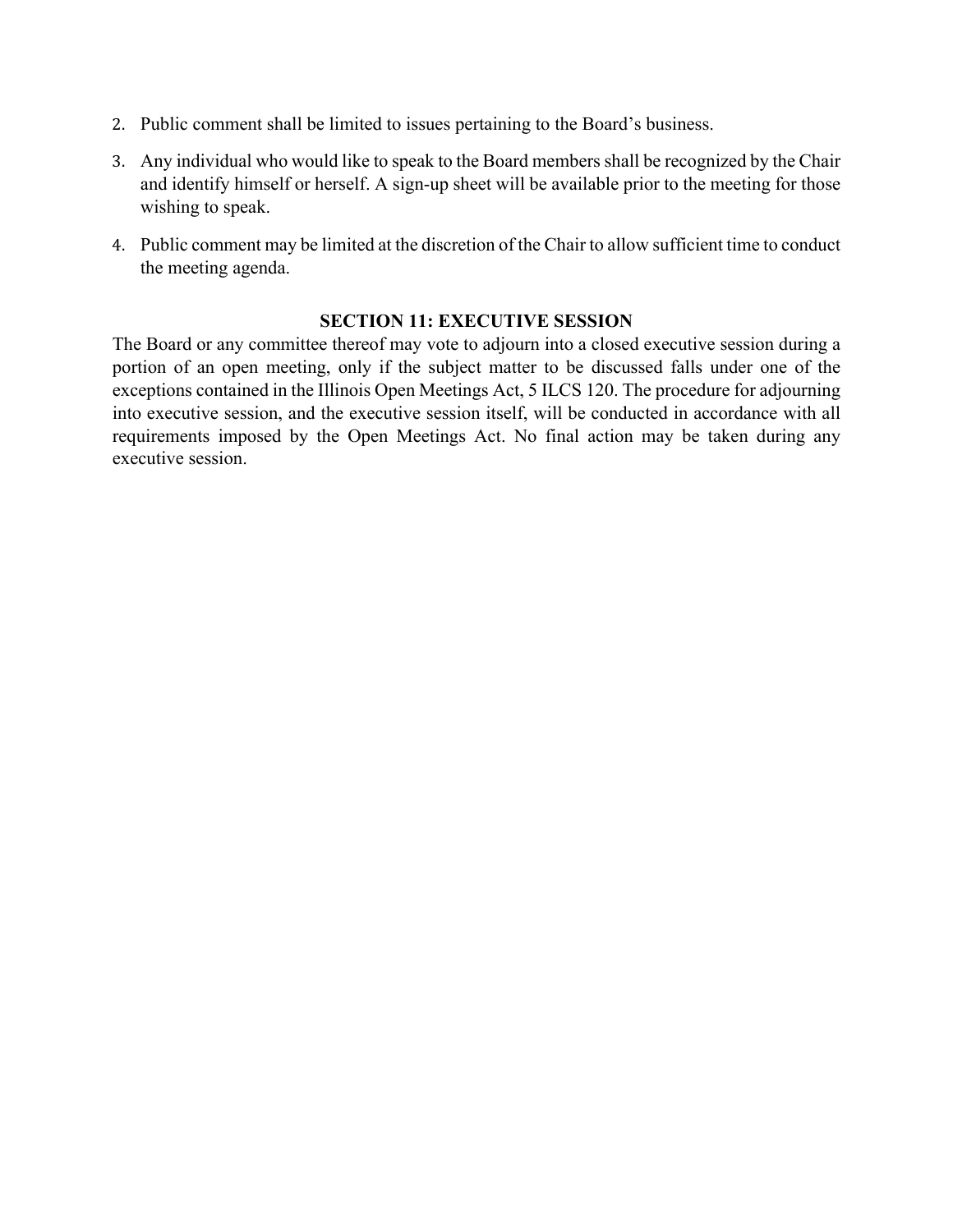2. Public comment shall be limited to issues pertaining to the Board's business.
3. Any individual who would like to speak to the Board members shall be recognized by the Chair and identify himself or herself. A sign-up sheet will be available prior to the meeting for those wishing to speak.
4. Public comment may be limited at the discretion of the Chair to allow sufficient time to conduct the meeting agenda.

## SECTION 11: EXECUTIVE SESSION

The Board or any committee thereof may vote to adjourn into a closed executive session during a portion of an open meeting, only if the subject matter to be discussed falls under one of the exceptions contained in the Illinois Open Meetings Act, 5 ILCS 120. The procedure for adjourning into executive session, and the executive session itself, will be conducted in accordance with all requirements imposed by the Open Meetings Act. No final action may be taken during any executive session.